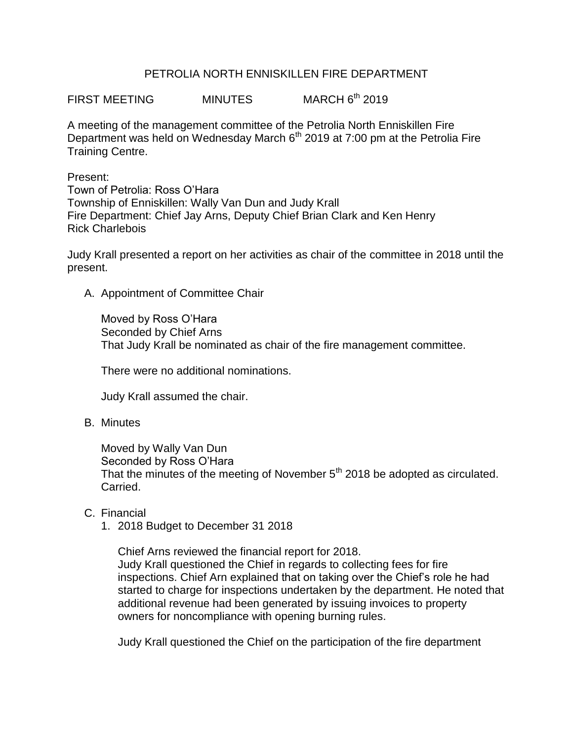# PETROLIA NORTH ENNISKILLEN FIRE DEPARTMENT

FIRST MEETING MINUTES MARCH 6th 2019

A meeting of the management committee of the Petrolia North Enniskillen Fire Department was held on Wednesday March 6th 2019 at 7:00 pm at the Petrolia Fire Training Centre.

Present:
Town of Petrolia: Ross O'Hara
Township of Enniskillen: Wally Van Dun and Judy Krall
Fire Department: Chief Jay Arns, Deputy Chief Brian Clark and Ken Henry
Rick Charlebois

Judy Krall presented a report on her activities as chair of the committee in 2018 until the present.

A. Appointment of Committee Chair

   Moved by Ross O'Hara
   Seconded by Chief Arns
   That Judy Krall be nominated as chair of the fire management committee.

   There were no additional nominations.

   Judy Krall assumed the chair.

B. Minutes

   Moved by Wally Van Dun
   Seconded by Ross O'Hara
   That the minutes of the meeting of November 5th 2018 be adopted as circulated.
   Carried.

C. Financial

   1. 2018 Budget to December 31 2018

      Chief Arns reviewed the financial report for 2018.
      Judy Krall questioned the Chief in regards to collecting fees for fire inspections. Chief Arn explained that on taking over the Chief's role he had started to charge for inspections undertaken by the department. He noted that additional revenue had been generated by issuing invoices to property owners for noncompliance with opening burning rules.

      Judy Krall questioned the Chief on the participation of the fire department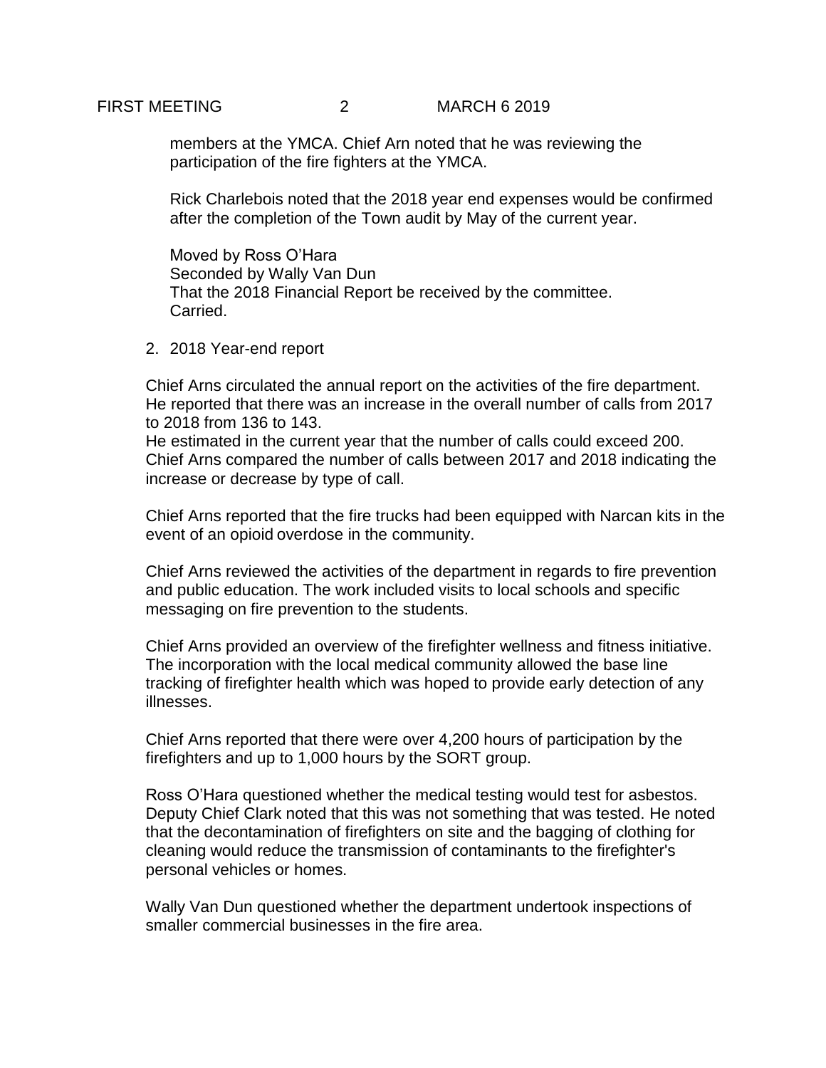members at the YMCA. Chief Arn noted that he was reviewing the participation of the fire fighters at the YMCA.

Rick Charlebois noted that the 2018 year end expenses would be confirmed after the completion of the Town audit by May of the current year.

Moved by Ross O'Hara
Seconded by Wally Van Dun
That the 2018 Financial Report be received by the committee.
Carried.

2. 2018 Year-end report

Chief Arns circulated the annual report on the activities of the fire department. He reported that there was an increase in the overall number of calls from 2017 to 2018 from 136 to 143.
He estimated in the current year that the number of calls could exceed 200. Chief Arns compared the number of calls between 2017 and 2018 indicating the increase or decrease by type of call.

Chief Arns reported that the fire trucks had been equipped with Narcan kits in the event of an opioid overdose in the community.

Chief Arns reviewed the activities of the department in regards to fire prevention and public education. The work included visits to local schools and specific messaging on fire prevention to the students.

Chief Arns provided an overview of the firefighter wellness and fitness initiative. The incorporation with the local medical community allowed the base line tracking of firefighter health which was hoped to provide early detection of any illnesses.

Chief Arns reported that there were over 4,200 hours of participation by the firefighters and up to 1,000 hours by the SORT group.

Ross O'Hara questioned whether the medical testing would test for asbestos. Deputy Chief Clark noted that this was not something that was tested. He noted that the decontamination of firefighters on site and the bagging of clothing for cleaning would reduce the transmission of contaminants to the firefighter's personal vehicles or homes.

Wally Van Dun questioned whether the department undertook inspections of smaller commercial businesses in the fire area.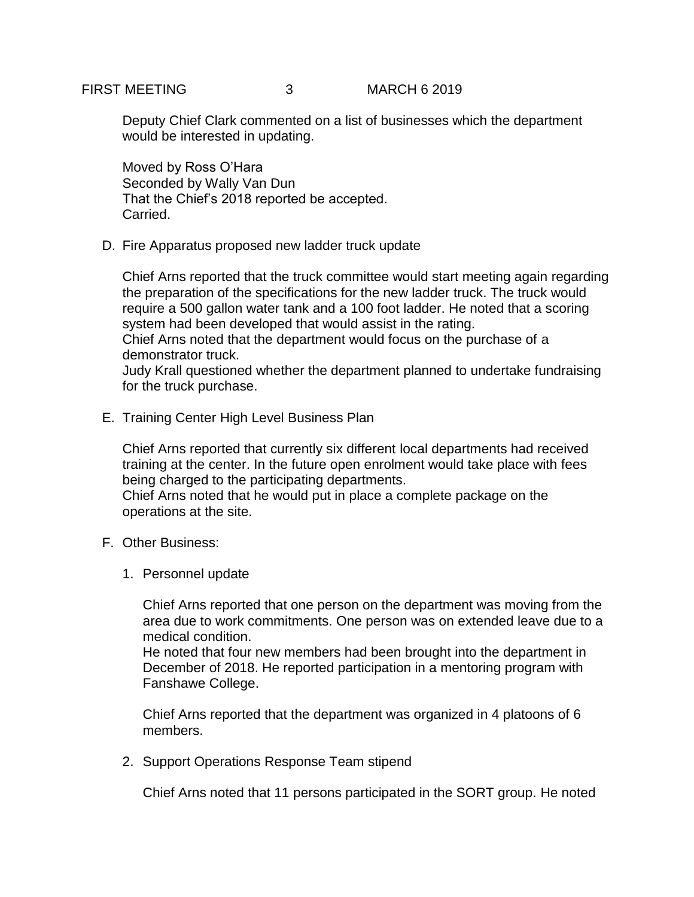Deputy Chief Clark commented on a list of businesses which the department would be interested in updating.

Moved by Ross O'Hara
Seconded by Wally Van Dun
That the Chief's 2018 reported be accepted.
Carried.

D. Fire Apparatus proposed new ladder truck update

Chief Arns reported that the truck committee would start meeting again regarding the preparation of the specifications for the new ladder truck. The truck would require a 500 gallon water tank and a 100 foot ladder. He noted that a scoring system had been developed that would assist in the rating.
Chief Arns noted that the department would focus on the purchase of a demonstrator truck.
Judy Krall questioned whether the department planned to undertake fundraising for the truck purchase.

E. Training Center High Level Business Plan

Chief Arns reported that currently six different local departments had received training at the center. In the future open enrolment would take place with fees being charged to the participating departments.
Chief Arns noted that he would put in place a complete package on the operations at the site.

F. Other Business:

1. Personnel update

   Chief Arns reported that one person on the department was moving from the area due to work commitments. One person was on extended leave due to a medical condition.
   He noted that four new members had been brought into the department in December of 2018. He reported participation in a mentoring program with Fanshawe College.

   Chief Arns reported that the department was organized in 4 platoons of 6 members.

2. Support Operations Response Team stipend

   Chief Arns noted that 11 persons participated in the SORT group. He noted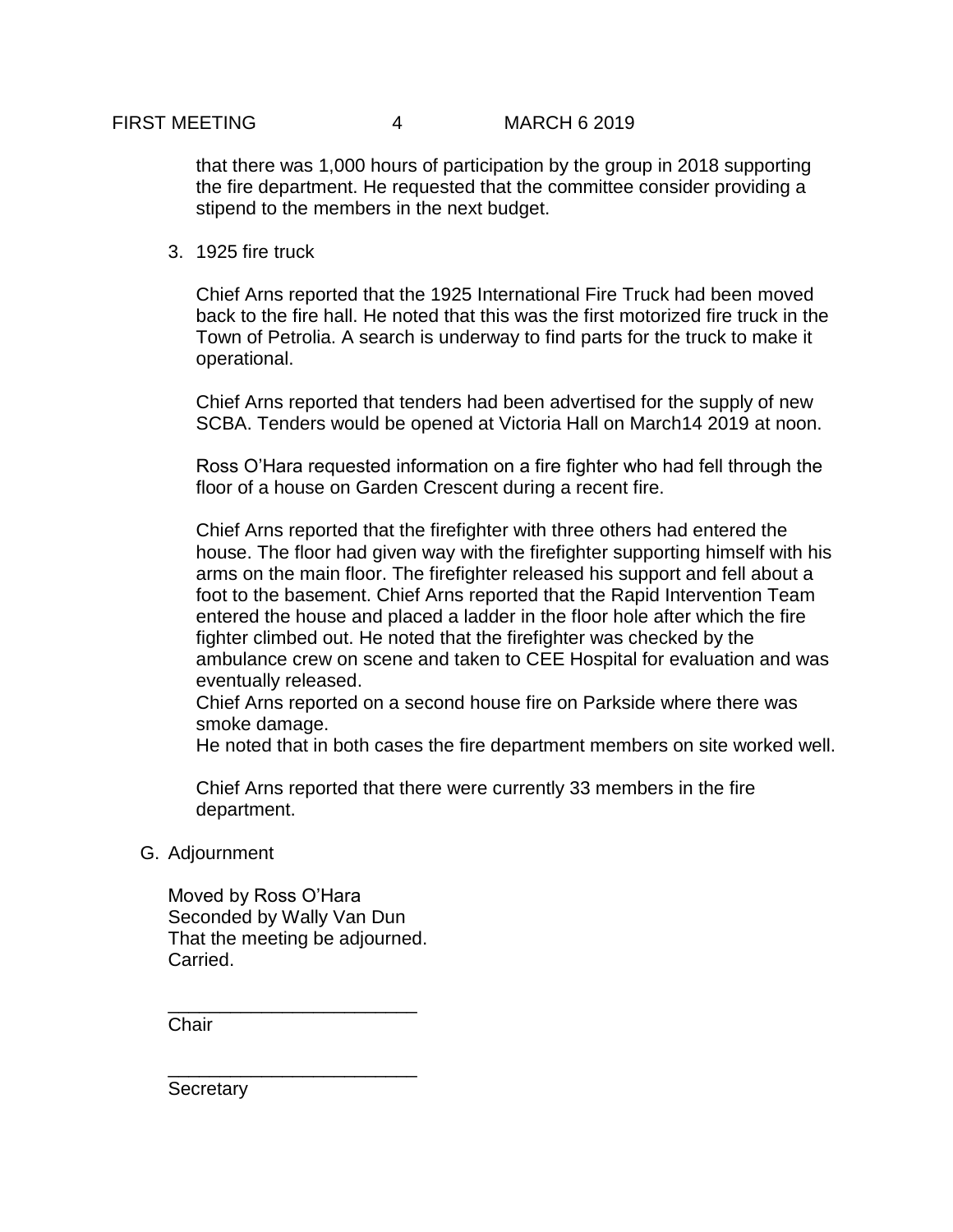that there was 1,000 hours of participation by the group in 2018 supporting the fire department. He requested that the committee consider providing a stipend to the members in the next budget.

3. 1925 fire truck

   Chief Arns reported that the 1925 International Fire Truck had been moved back to the fire hall. He noted that this was the first motorized fire truck in the Town of Petrolia. A search is underway to find parts for the truck to make it operational.

   Chief Arns reported that tenders had been advertised for the supply of new SCBA. Tenders would be opened at Victoria Hall on March14 2019 at noon.

   Ross O'Hara requested information on a fire fighter who had fell through the floor of a house on Garden Crescent during a recent fire.

   Chief Arns reported that the firefighter with three others had entered the house. The floor had given way with the firefighter supporting himself with his arms on the main floor. The firefighter released his support and fell about a foot to the basement. Chief Arns reported that the Rapid Intervention Team entered the house and placed a ladder in the floor hole after which the fire fighter climbed out. He noted that the firefighter was checked by the ambulance crew on scene and taken to CEE Hospital for evaluation and was eventually released.
   Chief Arns reported on a second house fire on Parkside where there was smoke damage.
   He noted that in both cases the fire department members on site worked well.

   Chief Arns reported that there were currently 33 members in the fire department.

G. Adjournment

Moved by Ross O'Hara
Seconded by Wally Van Dun
That the meeting be adjourned.
Carried.

________________________
Chair

________________________
Secretary